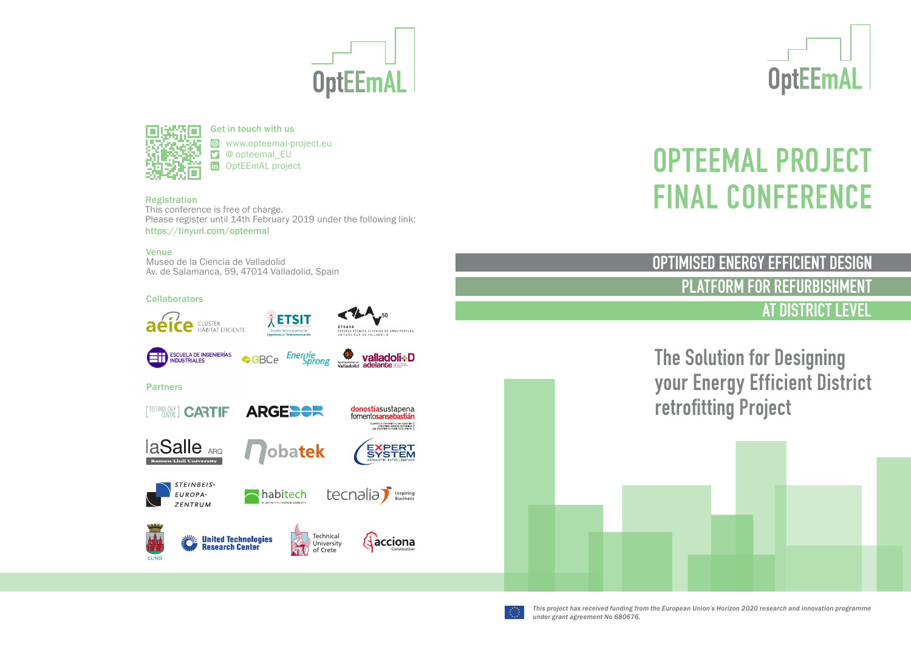OptEEmAL

Get in touch with us

- www.opteemal-project.eu
- @ opteemal_EU
- OptEEmAL project

**Registration**

This conference is free of charge.
Please register until 14th February 2019 under the following link:
https://tinyurl.com/opteemal

**Venue**

Museo de la Ciencia de Valladolid
Av. de Salamanca, 59, 47014 Valladolid, Spain

**Collaborators**

aeice CLÚSTER HÁBITAT EFICIENTE, ETSIT Escuela Técnica Superior de Ingenieros de Telecomunicación, ETSAVA Escuela Técnica Superior de Arquitectura Universidad de Valladolid, Escuela de Ingenierías Industriales, GBCe, Energiesprong, Ayuntamiento de Valladolid, valladolid adelante

**Partners**

CARTIF, ARGEDOR, donostiasustapena fomentosansebastián, laSalle ARQ Ramon Llull University, Nobatek, Expert System Semantic Intelligence, Steinbeis-Europa-Zentrum, habitech, tecnalia Inspiring Business, Lund, United Technologies Research Center, Technical University of Crete, acciona Construction

OptEEmAL

# OPTEEMAL PROJECT FINAL CONFERENCE

## OPTIMISED ENERGY EFFICIENT DESIGN PLATFORM FOR REFURBISHMENT AT DISTRICT LEVEL

### The Solution for Designing your Energy Efficient District retrofitting Project

*This project has received funding from the European Union's Horizon 2020 research and innovation programme under grant agreement No 680676.*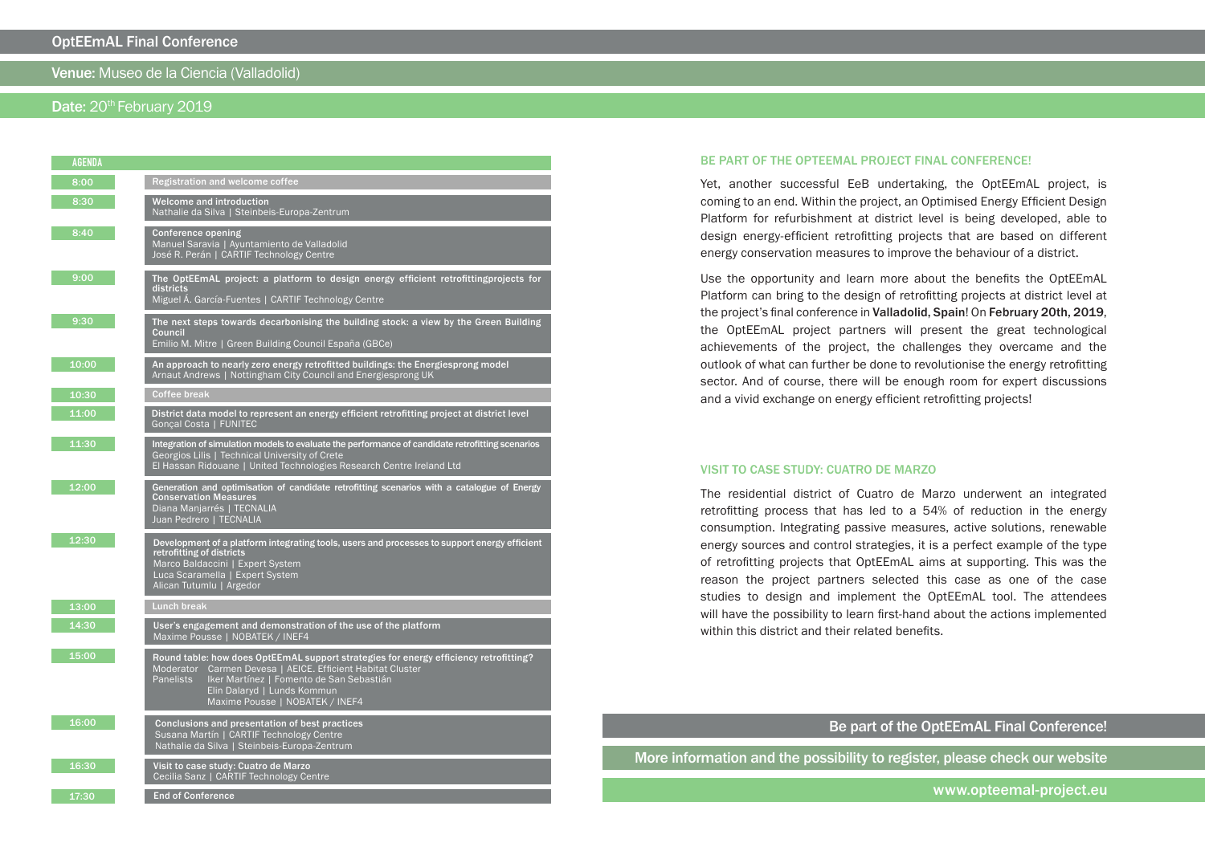# OptEEmAL Final Conference

**Venue:** Museo de la Ciencia (Valladolid)

**Date:** 20th February 2019

## AGENDA

| | |
|---|---|
| 8:00 | Registration and welcome coffee |
| 8:30 | **Welcome and introduction**<br>Nathalie da Silva \| Steinbeis-Europa-Zentrum |
| 8:40 | **Conference opening**<br>Manuel Saravia \| Ayuntamiento de Valladolid<br>José R. Perán \| CARTIF Technology Centre |
| 9:00 | **The OptEEmAL project: a platform to design energy efficient retrofittingprojects for districts**<br>Miguel Á. García-Fuentes \| CARTIF Technology Centre |
| 9:30 | **The next steps towards decarbonising the building stock: a view by the Green Building Council**<br>Emilio M. Mitre \| Green Building Council España (GBCe) |
| 10:00 | **An approach to nearly zero energy retrofitted buildings: the Energiesprong model**<br>Arnaut Andrews \| Nottingham City Council and Energiesprong UK |
| 10:30 | Coffee break |
| 11:00 | **District data model to represent an energy efficient retrofitting project at district level**<br>Gonçal Costa \| FUNITEC |
| 11:30 | **Integration of simulation models to evaluate the performance of candidate retrofitting scenarios**<br>Georgios Lilis \| Technical University of Crete<br>El Hassan Ridouane \| United Technologies Research Centre Ireland Ltd |
| 12:00 | **Generation and optimisation of candidate retrofitting scenarios with a catalogue of Energy Conservation Measures**<br>Diana Manjarrés \| TECNALIA<br>Juan Pedrero \| TECNALIA |
| 12:30 | **Development of a platform integrating tools, users and processes to support energy efficient retrofitting of districts**<br>Marco Baldaccini \| Expert System<br>Luca Scaramella \| Expert System<br>Alican Tutumlu \| Argedor |
| 13:00 | Lunch break |
| 14:30 | **User's engagement and demonstration of the use of the platform**<br>Maxime Pousse \| NOBATEK / INEF4 |
| 15:00 | **Round table: how does OptEEmAL support strategies for energy efficiency retrofitting?**<br>Moderator: Carmen Devesa \| AEICE. Efficient Habitat Cluster<br>Panelists: Iker Martínez \| Fomento de San Sebastián<br>Elin Dalaryd \| Lunds Kommun<br>Maxime Pousse \| NOBATEK / INEF4 |
| 16:00 | **Conclusions and presentation of best practices**<br>Susana Martín \| CARTIF Technology Centre<br>Nathalie da Silva \| Steinbeis-Europa-Zentrum |
| 16:30 | **Visit to case study: Cuatro de Marzo**<br>Cecilia Sanz \| CARTIF Technology Centre |
| 17:30 | End of Conference |

## BE PART OF THE OPTEEMAL PROJECT FINAL CONFERENCE!

Yet, another successful EeB undertaking, the OptEEmAL project, is coming to an end. Within the project, an Optimised Energy Efficient Design Platform for refurbishment at district level is being developed, able to design energy-efficient retrofitting projects that are based on different energy conservation measures to improve the behaviour of a district.

Use the opportunity and learn more about the benefits the OptEEmAL Platform can bring to the design of retrofitting projects at district level at the project's final conference in **Valladolid, Spain**! On **February 20th, 2019**, the OptEEmAL project partners will present the great technological achievements of the project, the challenges they overcame and the outlook of what can further be done to revolutionise the energy retrofitting sector. And of course, there will be enough room for expert discussions and a vivid exchange on energy efficient retrofitting projects!

## VISIT TO CASE STUDY: CUATRO DE MARZO

The residential district of Cuatro de Marzo underwent an integrated retrofitting process that has led to a 54% of reduction in the energy consumption. Integrating passive measures, active solutions, renewable energy sources and control strategies, it is a perfect example of the type of retrofitting projects that OptEEmAL aims at supporting. This was the reason the project partners selected this case as one of the case studies to design and implement the OptEEmAL tool. The attendees will have the possibility to learn first-hand about the actions implemented within this district and their related benefits.

**Be part of the OptEEmAL Final Conference!**

**More information and the possibility to register, please check our website**

**www.opteemal-project.eu**